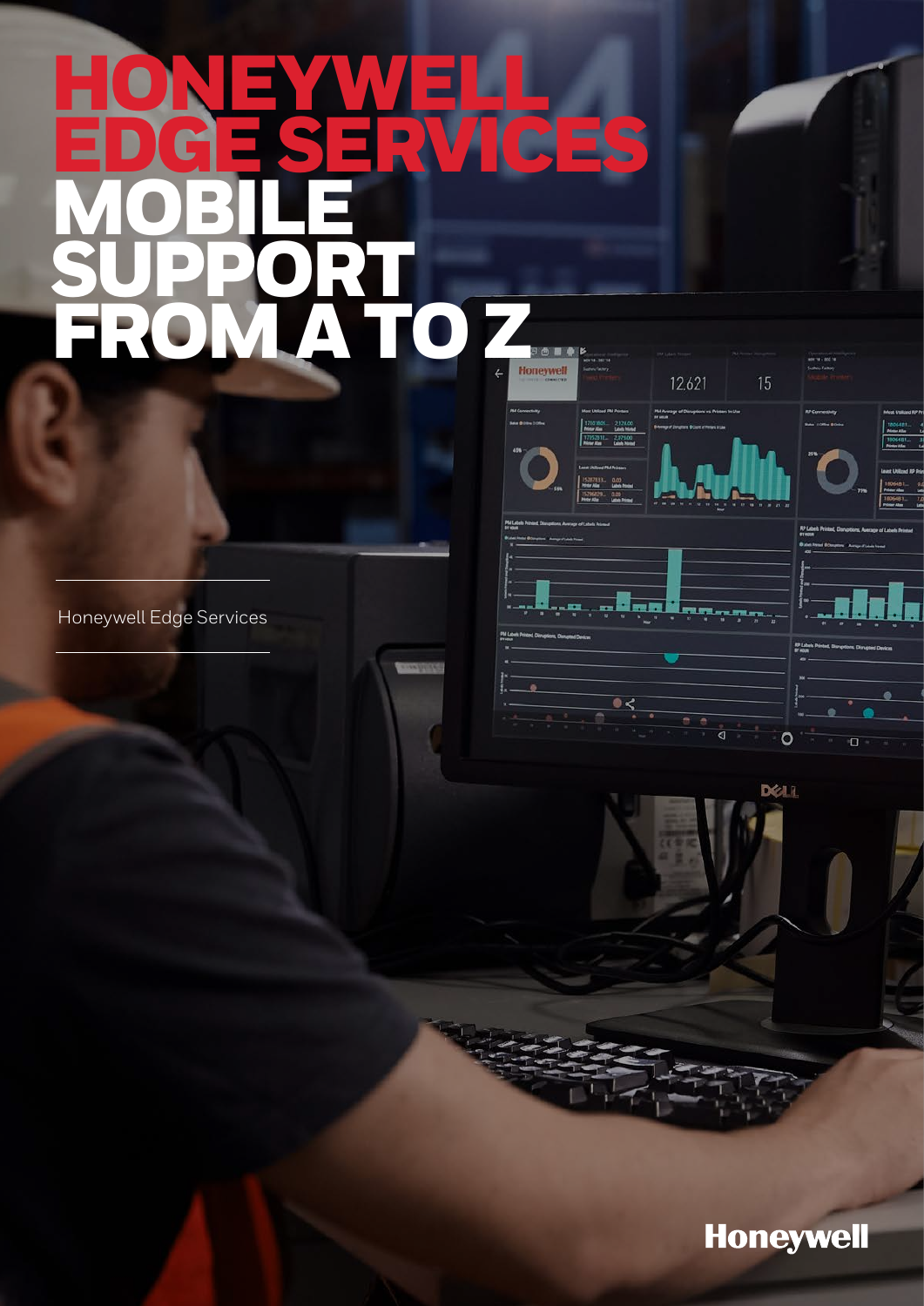# HONEYWELL EDGE SERVICES MOBILE SUPPORT FROM A TO Z

Honeywell Edge Services

Honeywell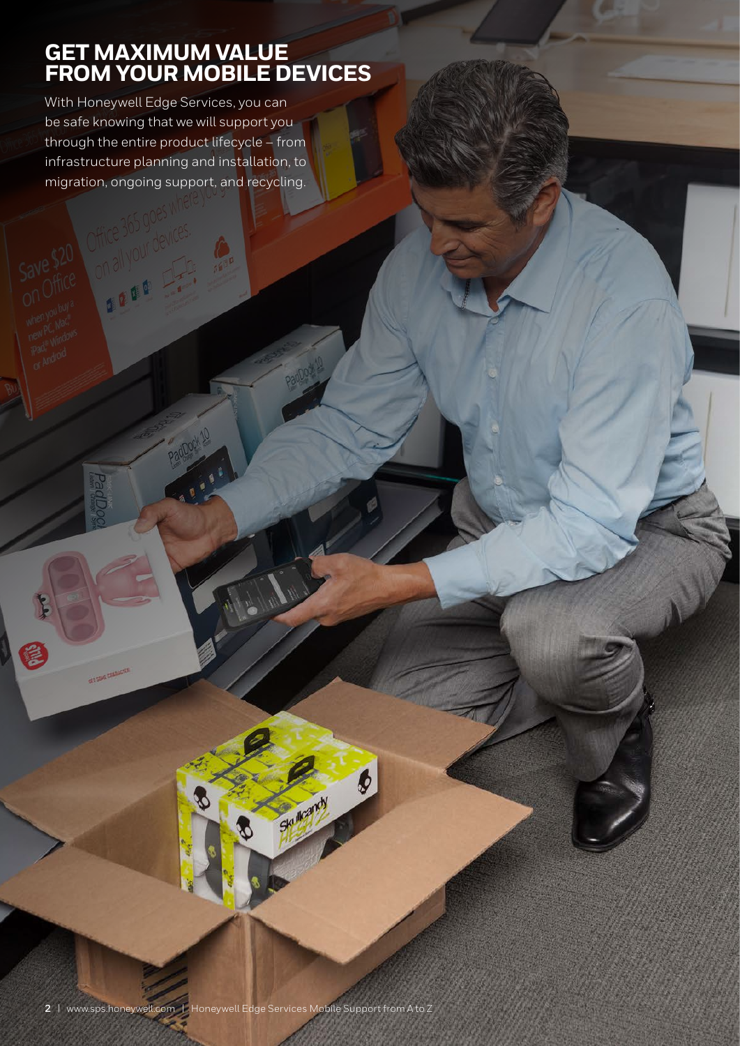# GET MAXIMUM VALUE FROM YOUR MOBILE DEVICES

With Honeywell Edge Services, you can be safe knowing that we will support you through the entire product lifecycle – from infrastructure planning and installation, to migration, ongoing support, and recycling.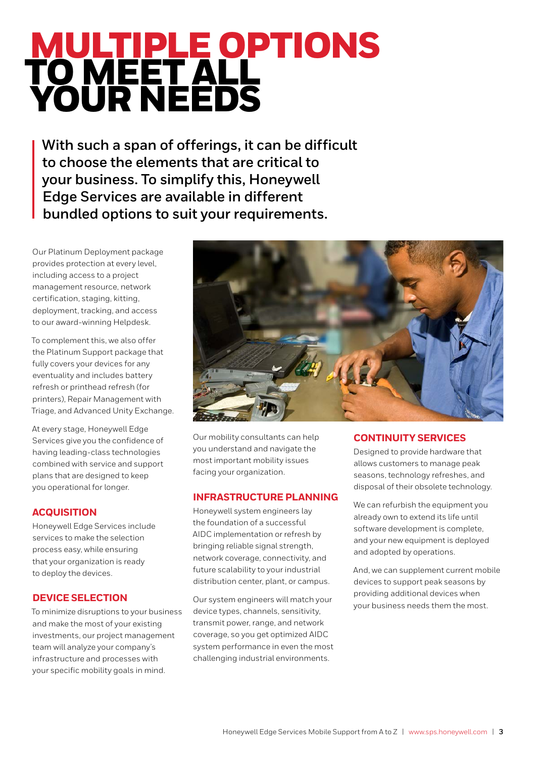# MULTIPLE OPTIONS TO MEET ALL YOUR NEEDS

**With such a span of offerings, it can be difficult to choose the elements that are critical to your business. To simplify this, Honeywell Edge Services are available in different bundled options to suit your requirements.**

Our Platinum Deployment package provides protection at every level, including access to a project management resource, network certification, staging, kitting, deployment, tracking, and access to our award-winning Helpdesk.

To complement this, we also offer the Platinum Support package that fully covers your devices for any eventuality and includes battery refresh or printhead refresh (for printers), Repair Management with Triage, and Advanced Unity Exchange.

At every stage, Honeywell Edge Services give you the confidence of having leading-class technologies combined with service and support plans that are designed to keep you operational for longer.

## ACQUISITION

Honeywell Edge Services include services to make the selection process easy, while ensuring that your organization is ready to deploy the devices.

## DEVICE SELECTION

To minimize disruptions to your business and make the most of your existing investments, our project management team will analyze your company's infrastructure and processes with your specific mobility goals in mind.

Our mobility consultants can help you understand and navigate the most important mobility issues facing your organization.

## INFRASTRUCTURE PLANNING

Honeywell system engineers lay the foundation of a successful AIDC implementation or refresh by bringing reliable signal strength, network coverage, connectivity, and future scalability to your industrial distribution center, plant, or campus.

Our system engineers will match your device types, channels, sensitivity, transmit power, range, and network coverage, so you get optimized AIDC system performance in even the most challenging industrial environments.

## CONTINUITY SERVICES

Designed to provide hardware that allows customers to manage peak seasons, technology refreshes, and disposal of their obsolete technology.

We can refurbish the equipment you already own to extend its life until software development is complete, and your new equipment is deployed and adopted by operations.

And, we can supplement current mobile devices to support peak seasons by providing additional devices when your business needs them the most.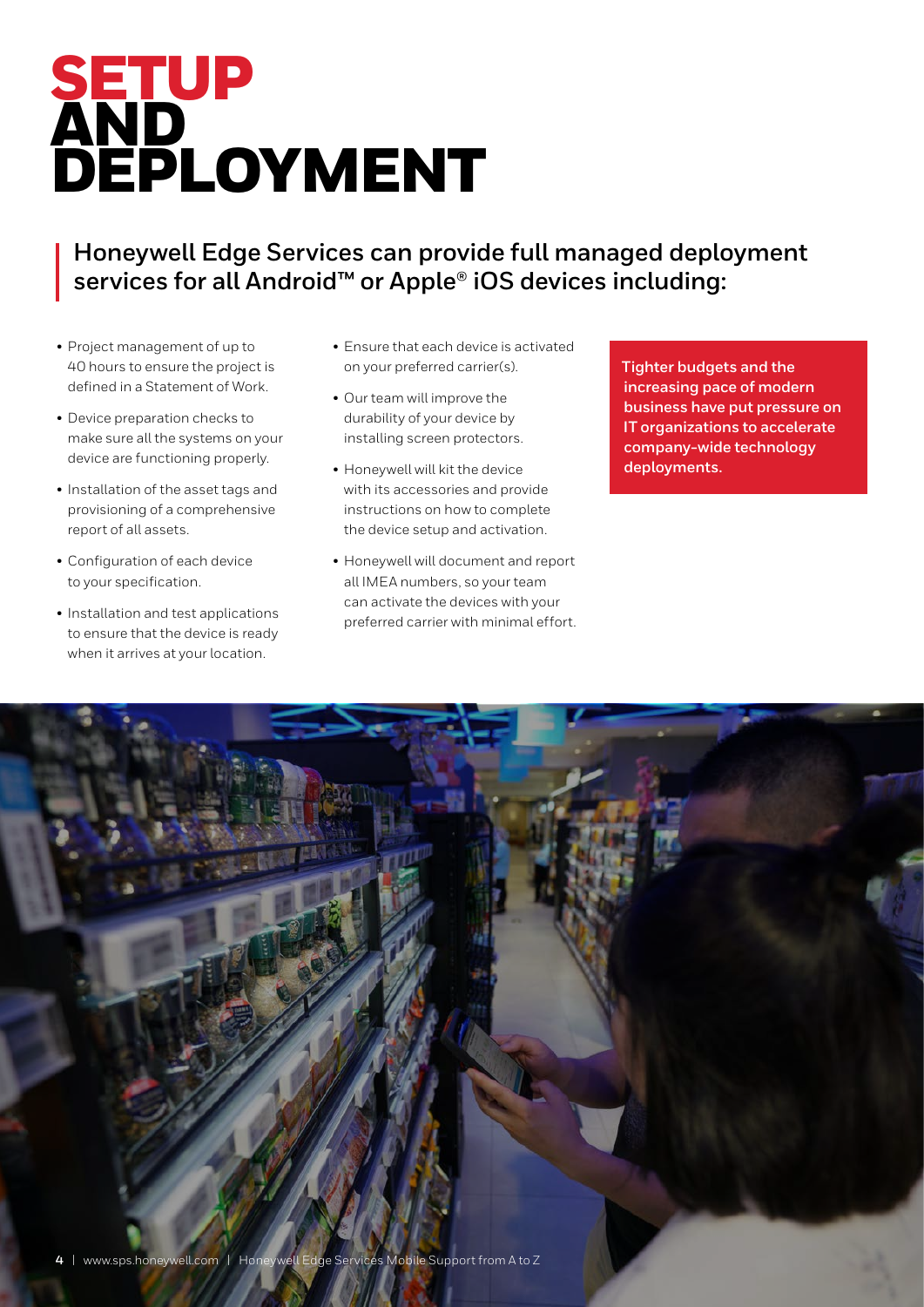# SETUP AND DEPLOYMENT

**Honeywell Edge Services can provide full managed deployment services for all Android™ or Apple® iOS devices including:**

- Project management of up to 40 hours to ensure the project is defined in a Statement of Work.
- Device preparation checks to make sure all the systems on your device are functioning properly.
- Installation of the asset tags and provisioning of a comprehensive report of all assets.
- Configuration of each device to your specification.
- Installation and test applications to ensure that the device is ready when it arrives at your location.
- Ensure that each device is activated on your preferred carrier(s).
- Our team will improve the durability of your device by installing screen protectors.
- Honeywell will kit the device with its accessories and provide instructions on how to complete the device setup and activation.
- Honeywell will document and report all IMEA numbers, so your team can activate the devices with your preferred carrier with minimal effort.

**Tighter budgets and the increasing pace of modern business have put pressure on IT organizations to accelerate company-wide technology deployments.**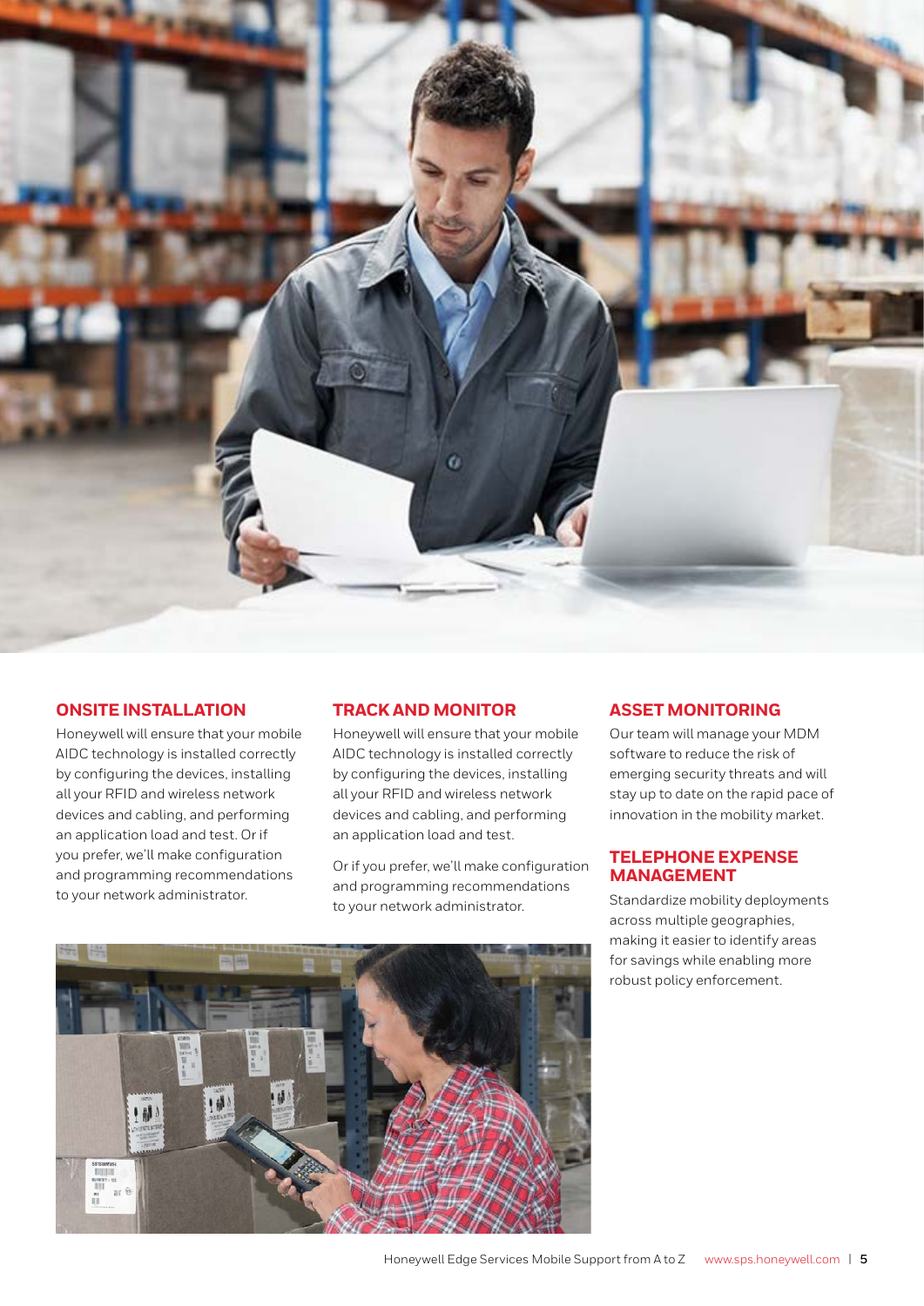## ONSITE INSTALLATION

Honeywell will ensure that your mobile AIDC technology is installed correctly by configuring the devices, installing all your RFID and wireless network devices and cabling, and performing an application load and test. Or if you prefer, we'll make configuration and programming recommendations to your network administrator.

## TRACK AND MONITOR

Honeywell will ensure that your mobile AIDC technology is installed correctly by configuring the devices, installing all your RFID and wireless network devices and cabling, and performing an application load and test.

Or if you prefer, we'll make configuration and programming recommendations to your network administrator.

## ASSET MONITORING

Our team will manage your MDM software to reduce the risk of emerging security threats and will stay up to date on the rapid pace of innovation in the mobility market.

## TELEPHONE EXPENSE MANAGEMENT

Standardize mobility deployments across multiple geographies, making it easier to identify areas for savings while enabling more robust policy enforcement.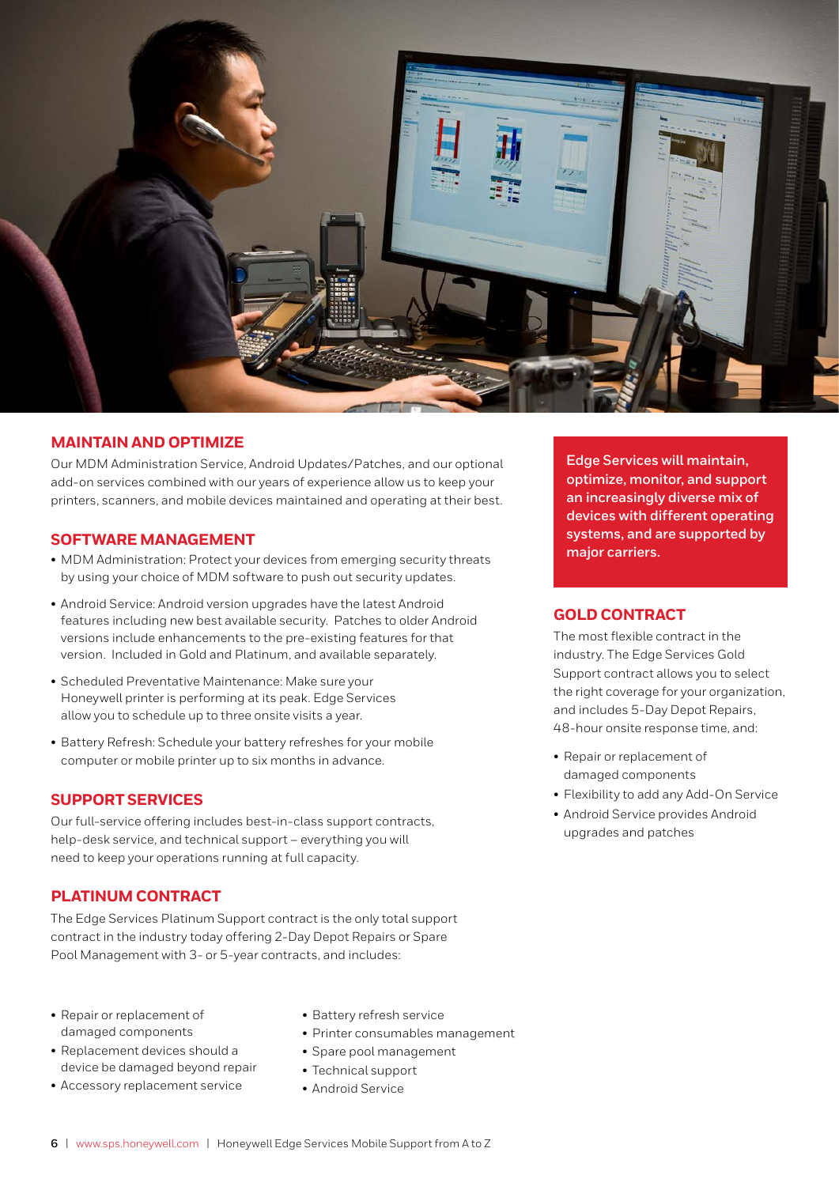## MAINTAIN AND OPTIMIZE

Our MDM Administration Service, Android Updates/Patches, and our optional add-on services combined with our years of experience allow us to keep your printers, scanners, and mobile devices maintained and operating at their best.

## SOFTWARE MANAGEMENT

- MDM Administration: Protect your devices from emerging security threats by using your choice of MDM software to push out security updates.
- Android Service: Android version upgrades have the latest Android features including new best available security. Patches to older Android versions include enhancements to the pre-existing features for that version. Included in Gold and Platinum, and available separately.
- Scheduled Preventative Maintenance: Make sure your Honeywell printer is performing at its peak. Edge Services allow you to schedule up to three onsite visits a year.
- Battery Refresh: Schedule your battery refreshes for your mobile computer or mobile printer up to six months in advance.

## SUPPORT SERVICES

Our full-service offering includes best-in-class support contracts, help-desk service, and technical support – everything you will need to keep your operations running at full capacity.

## PLATINUM CONTRACT

The Edge Services Platinum Support contract is the only total support contract in the industry today offering 2-Day Depot Repairs or Spare Pool Management with 3- or 5-year contracts, and includes:

- Repair or replacement of damaged components
- Replacement devices should a device be damaged beyond repair
- Accessory replacement service
- Battery refresh service
- Printer consumables management
- Spare pool management
- Technical support
- Android Service

**Edge Services will maintain, optimize, monitor, and support an increasingly diverse mix of devices with different operating systems, and are supported by major carriers.**

## GOLD CONTRACT

The most flexible contract in the industry. The Edge Services Gold Support contract allows you to select the right coverage for your organization, and includes 5-Day Depot Repairs, 48-hour onsite response time, and:

- Repair or replacement of damaged components
- Flexibility to add any Add-On Service
- Android Service provides Android upgrades and patches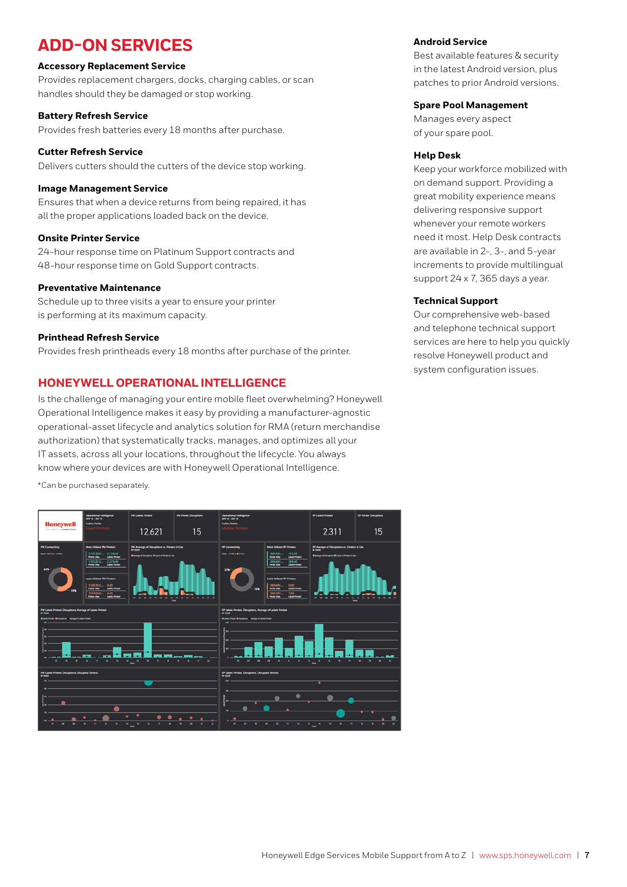# ADD-ON SERVICES

**Accessory Replacement Service**
Provides replacement chargers, docks, charging cables, or scan handles should they be damaged or stop working.

**Battery Refresh Service**
Provides fresh batteries every 18 months after purchase.

**Cutter Refresh Service**
Delivers cutters should the cutters of the device stop working.

**Image Management Service**
Ensures that when a device returns from being repaired, it has all the proper applications loaded back on the device.

**Onsite Printer Service**
24-hour response time on Platinum Support contracts and 48-hour response time on Gold Support contracts.

**Preventative Maintenance**
Schedule up to three visits a year to ensure your printer is performing at its maximum capacity.

**Printhead Refresh Service**
Provides fresh printheads every 18 months after purchase of the printer.

## HONEYWELL OPERATIONAL INTELLIGENCE

Is the challenge of managing your entire mobile fleet overwhelming? Honeywell Operational Intelligence makes it easy by providing a manufacturer-agnostic operational-asset lifecycle and analytics solution for RMA (return merchandise authorization) that systematically tracks, manages, and optimizes all your IT assets, across all your locations, throughout the lifecycle. You always know where your devices are with Honeywell Operational Intelligence.

*Can be purchased separately.

**Android Service**
Best available features & security in the latest Android version, plus patches to prior Android versions.

**Spare Pool Management**
Manages every aspect of your spare pool.

**Help Desk**
Keep your workforce mobilized with on demand support. Providing a great mobility experience means delivering responsive support whenever your remote workers need it most. Help Desk contracts are available in 2-, 3-, and 5-year increments to provide multilingual support 24 x 7, 365 days a year.

**Technical Support**
Our comprehensive web-based and telephone technical support services are here to help you quickly resolve Honeywell product and system configuration issues.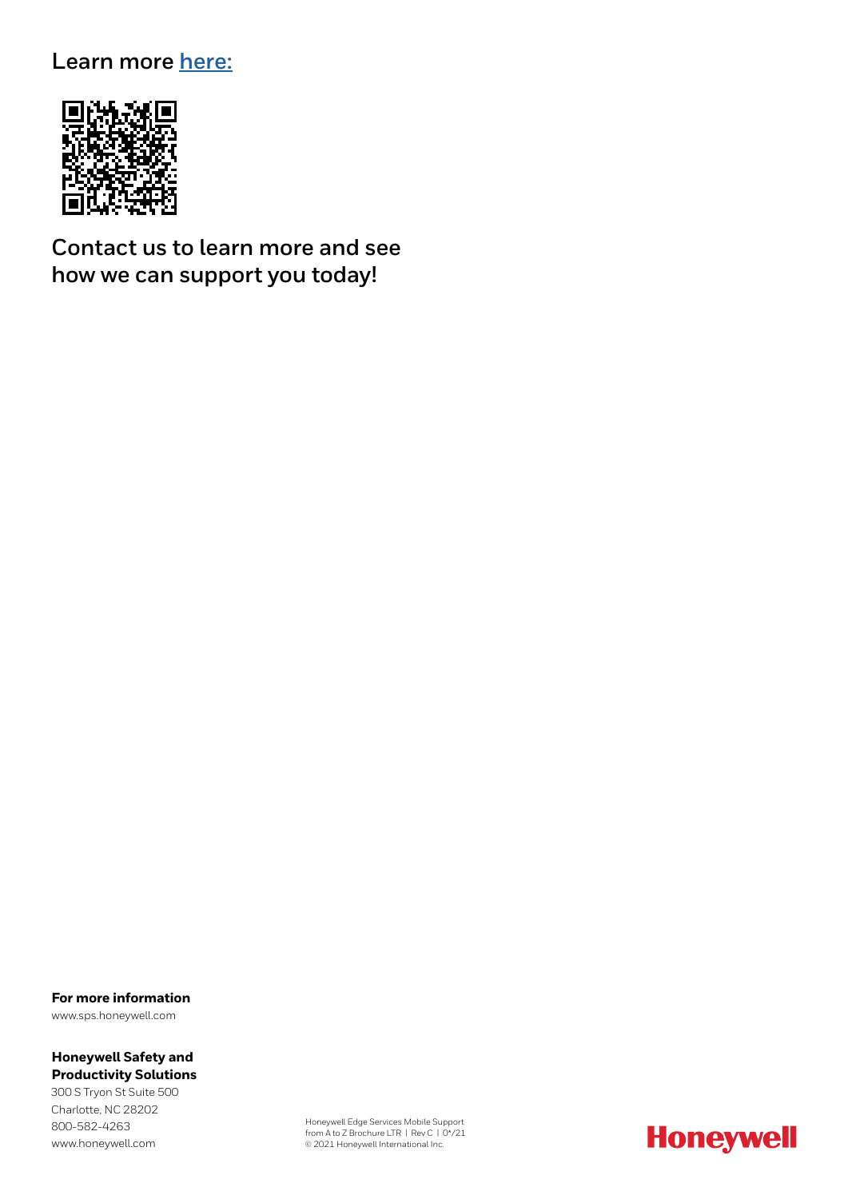## Learn more here:

## Contact us to learn more and see how we can support you today!

**For more information**
www.sps.honeywell.com

**Honeywell Safety and Productivity Solutions**
300 S Tryon St Suite 500
Charlotte, NC 28202
800-582-4263
www.honeywell.com

Honeywell Edge Services Mobile Support from A to Z Brochure LTR | Rev C | 0*/21
© 2021 Honeywell International Inc.

Honeywell